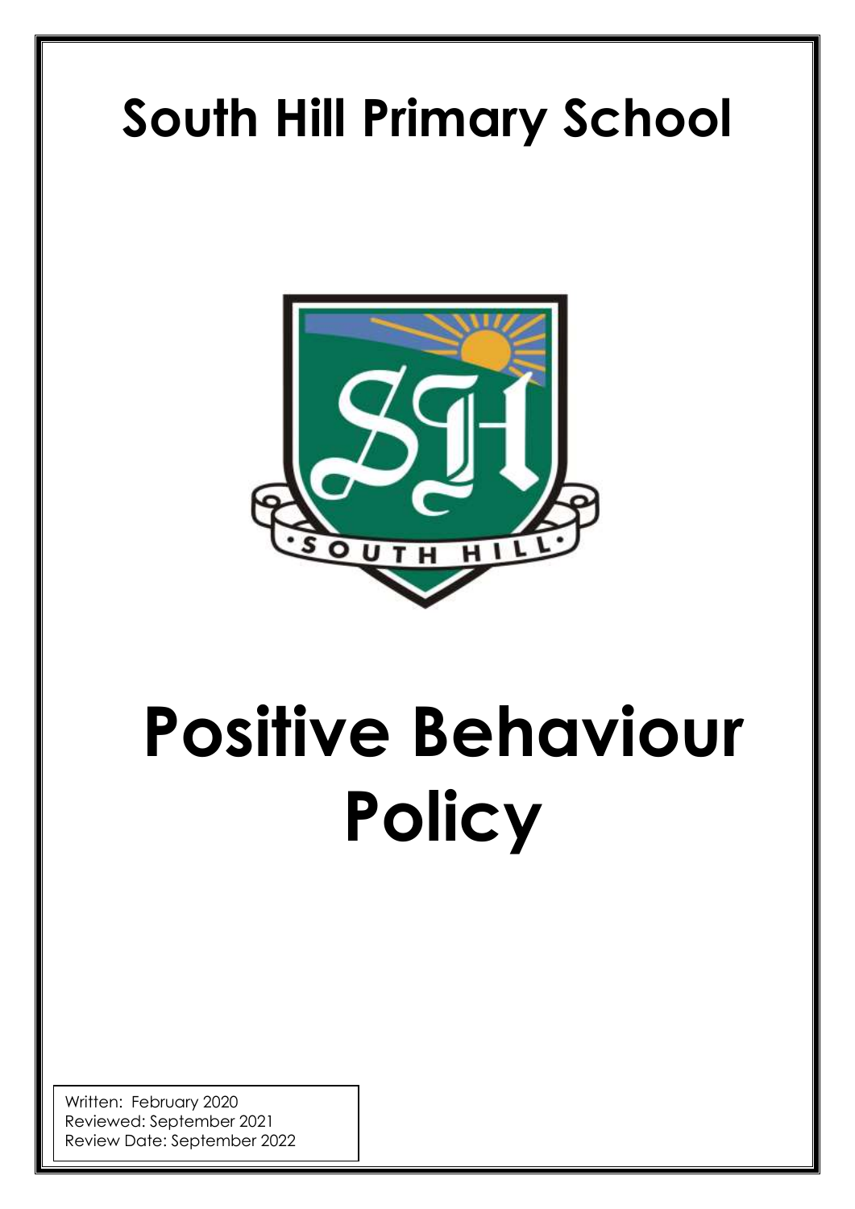# South Hill Primary School

# Positive Behaviour Policy

Written: February 2020
Reviewed: September 2021
Review Date: September 2022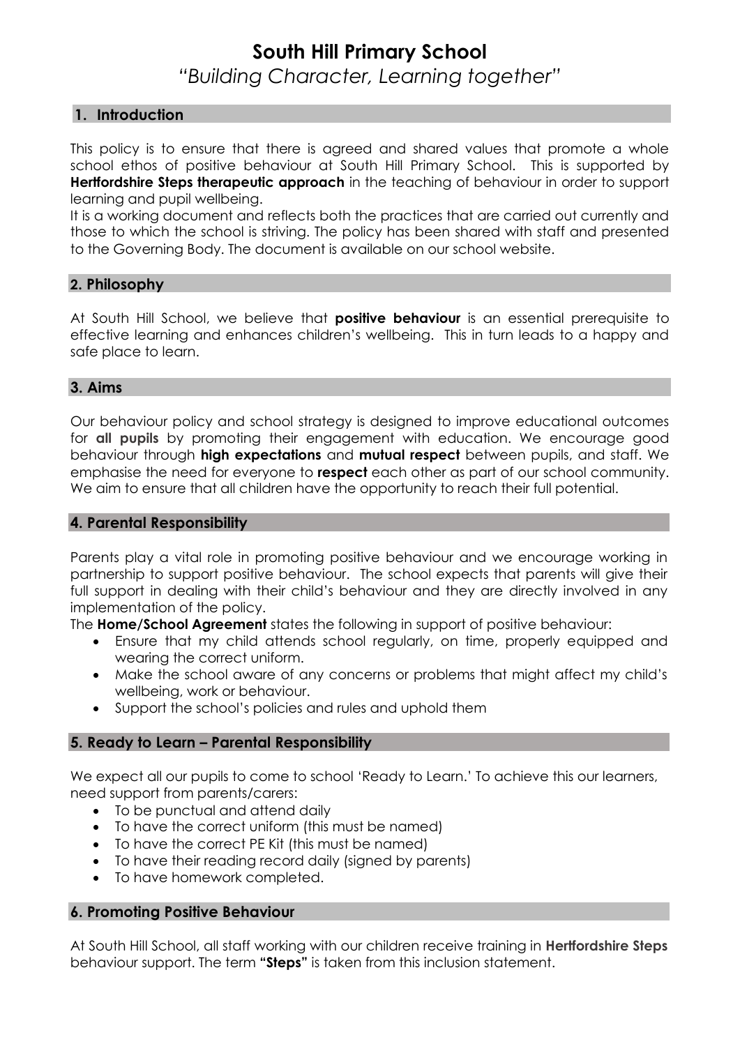# South Hill Primary School

*"Building Character, Learning together"*

## 1. Introduction

This policy is to ensure that there is agreed and shared values that promote a whole school ethos of positive behaviour at South Hill Primary School. This is supported by **Hertfordshire Steps therapeutic approach** in the teaching of behaviour in order to support learning and pupil wellbeing.

It is a working document and reflects both the practices that are carried out currently and those to which the school is striving. The policy has been shared with staff and presented to the Governing Body. The document is available on our school website.

## 2. Philosophy

At South Hill School, we believe that **positive behaviour** is an essential prerequisite to effective learning and enhances children's wellbeing. This in turn leads to a happy and safe place to learn.

## 3. Aims

Our behaviour policy and school strategy is designed to improve educational outcomes for **all pupils** by promoting their engagement with education. We encourage good behaviour through **high expectations** and **mutual respect** between pupils, and staff. We emphasise the need for everyone to **respect** each other as part of our school community. We aim to ensure that all children have the opportunity to reach their full potential.

## 4. Parental Responsibility

Parents play a vital role in promoting positive behaviour and we encourage working in partnership to support positive behaviour. The school expects that parents will give their full support in dealing with their child's behaviour and they are directly involved in any implementation of the policy.

The **Home/School Agreement** states the following in support of positive behaviour:

- Ensure that my child attends school regularly, on time, properly equipped and wearing the correct uniform.
- Make the school aware of any concerns or problems that might affect my child's wellbeing, work or behaviour.
- Support the school's policies and rules and uphold them

## 5. Ready to Learn – Parental Responsibility

We expect all our pupils to come to school 'Ready to Learn.' To achieve this our learners, need support from parents/carers:

- To be punctual and attend daily
- To have the correct uniform (this must be named)
- To have the correct PE Kit (this must be named)
- To have their reading record daily (signed by parents)
- To have homework completed.

## 6. Promoting Positive Behaviour

At South Hill School, all staff working with our children receive training in **Hertfordshire Steps** behaviour support. The term **"Steps"** is taken from this inclusion statement.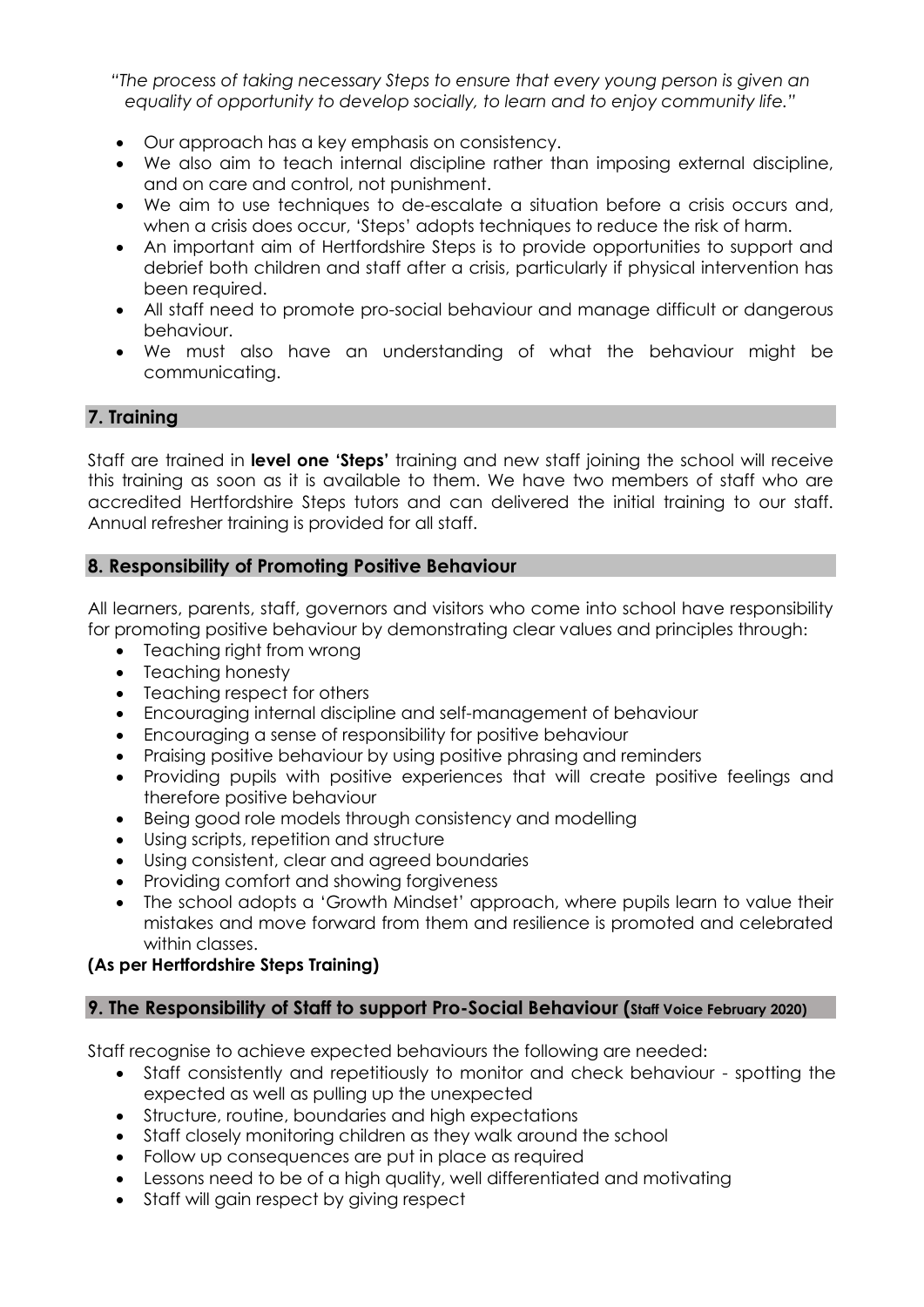*"The process of taking necessary Steps to ensure that every young person is given an equality of opportunity to develop socially, to learn and to enjoy community life."*

- Our approach has a key emphasis on consistency.
- We also aim to teach internal discipline rather than imposing external discipline, and on care and control, not punishment.
- We aim to use techniques to de-escalate a situation before a crisis occurs and, when a crisis does occur, 'Steps' adopts techniques to reduce the risk of harm.
- An important aim of Hertfordshire Steps is to provide opportunities to support and debrief both children and staff after a crisis, particularly if physical intervention has been required.
- All staff need to promote pro-social behaviour and manage difficult or dangerous behaviour.
- We must also have an understanding of what the behaviour might be communicating.

## 7. Training

Staff are trained in **level one 'Steps'** training and new staff joining the school will receive this training as soon as it is available to them. We have two members of staff who are accredited Hertfordshire Steps tutors and can delivered the initial training to our staff. Annual refresher training is provided for all staff.

## 8. Responsibility of Promoting Positive Behaviour

All learners, parents, staff, governors and visitors who come into school have responsibility for promoting positive behaviour by demonstrating clear values and principles through:

- Teaching right from wrong
- Teaching honesty
- Teaching respect for others
- Encouraging internal discipline and self-management of behaviour
- Encouraging a sense of responsibility for positive behaviour
- Praising positive behaviour by using positive phrasing and reminders
- Providing pupils with positive experiences that will create positive feelings and therefore positive behaviour
- Being good role models through consistency and modelling
- Using scripts, repetition and structure
- Using consistent, clear and agreed boundaries
- Providing comfort and showing forgiveness
- The school adopts a 'Growth Mindset' approach, where pupils learn to value their mistakes and move forward from them and resilience is promoted and celebrated within classes.

**(As per Hertfordshire Steps Training)**

## 9. The Responsibility of Staff to support Pro-Social Behaviour (Staff Voice February 2020)

Staff recognise to achieve expected behaviours the following are needed:

- Staff consistently and repetitiously to monitor and check behaviour - spotting the expected as well as pulling up the unexpected
- Structure, routine, boundaries and high expectations
- Staff closely monitoring children as they walk around the school
- Follow up consequences are put in place as required
- Lessons need to be of a high quality, well differentiated and motivating
- Staff will gain respect by giving respect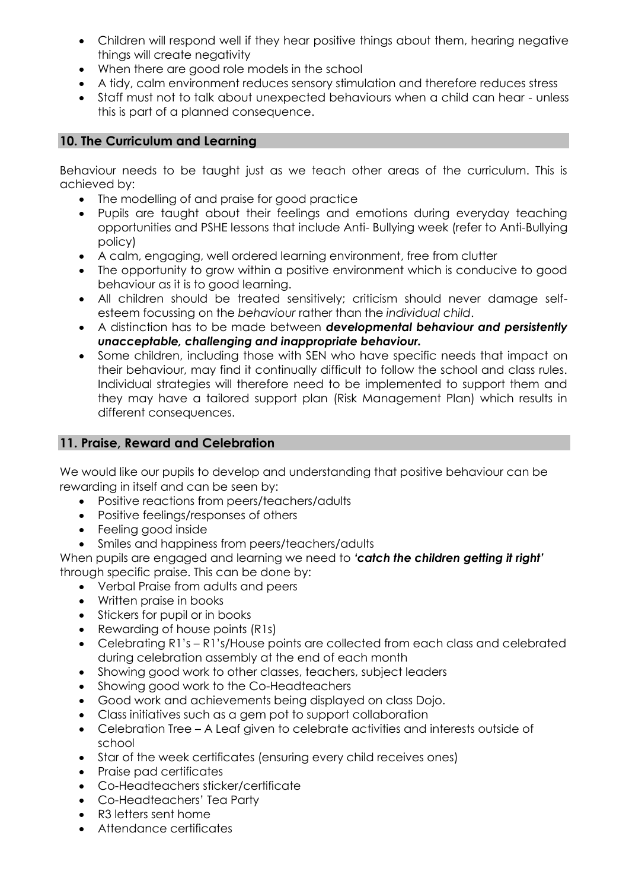- Children will respond well if they hear positive things about them, hearing negative things will create negativity
- When there are good role models in the school
- A tidy, calm environment reduces sensory stimulation and therefore reduces stress
- Staff must not to talk about unexpected behaviours when a child can hear - unless this is part of a planned consequence.

## 10. The Curriculum and Learning

Behaviour needs to be taught just as we teach other areas of the curriculum. This is achieved by:

- The modelling of and praise for good practice
- Pupils are taught about their feelings and emotions during everyday teaching opportunities and PSHE lessons that include Anti- Bullying week (refer to Anti-Bullying policy)
- A calm, engaging, well ordered learning environment, free from clutter
- The opportunity to grow within a positive environment which is conducive to good behaviour as it is to good learning.
- All children should be treated sensitively; criticism should never damage self-esteem focussing on the *behaviour* rather than the *individual child*.
- A distinction has to be made between ***developmental behaviour and persistently unacceptable, challenging and inappropriate behaviour.***
- Some children, including those with SEN who have specific needs that impact on their behaviour, may find it continually difficult to follow the school and class rules. Individual strategies will therefore need to be implemented to support them and they may have a tailored support plan (Risk Management Plan) which results in different consequences.

## 11. Praise, Reward and Celebration

We would like our pupils to develop and understanding that positive behaviour can be rewarding in itself and can be seen by:

- Positive reactions from peers/teachers/adults
- Positive feelings/responses of others
- Feeling good inside
- Smiles and happiness from peers/teachers/adults

When pupils are engaged and learning we need to ***'catch the children getting it right'*** through specific praise. This can be done by:

- Verbal Praise from adults and peers
- Written praise in books
- Stickers for pupil or in books
- Rewarding of house points (R1s)
- Celebrating R1's – R1's/House points are collected from each class and celebrated during celebration assembly at the end of each month
- Showing good work to other classes, teachers, subject leaders
- Showing good work to the Co-Headteachers
- Good work and achievements being displayed on class Dojo.
- Class initiatives such as a gem pot to support collaboration
- Celebration Tree – A Leaf given to celebrate activities and interests outside of school
- Star of the week certificates (ensuring every child receives ones)
- Praise pad certificates
- Co-Headteachers sticker/certificate
- Co-Headteachers' Tea Party
- R3 letters sent home
- Attendance certificates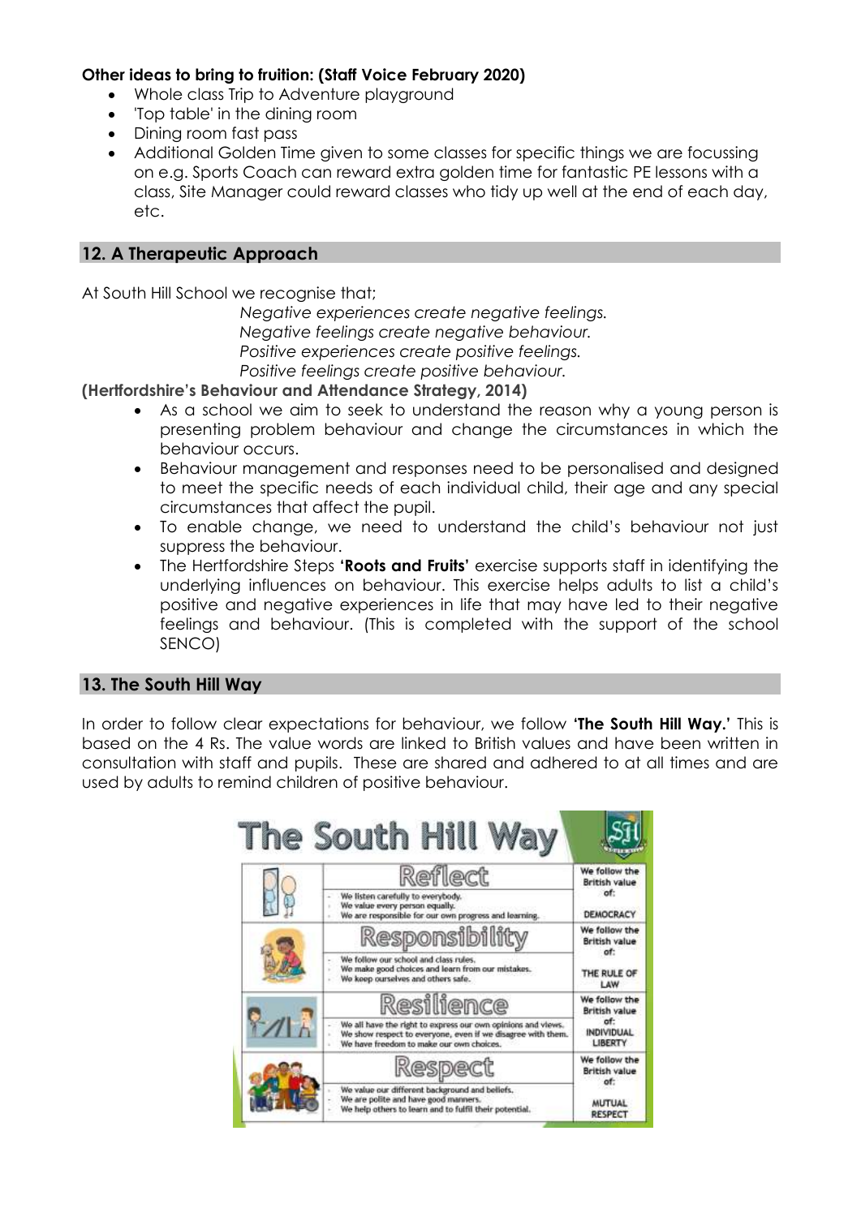**Other ideas to bring to fruition: (Staff Voice February 2020)**

- Whole class Trip to Adventure playground
- 'Top table' in the dining room
- Dining room fast pass
- Additional Golden Time given to some classes for specific things we are focussing on e.g. Sports Coach can reward extra golden time for fantastic PE lessons with a class, Site Manager could reward classes who tidy up well at the end of each day, etc.

## 12. A Therapeutic Approach

At South Hill School we recognise that;

*Negative experiences create negative feelings.*
*Negative feelings create negative behaviour.*
*Positive experiences create positive feelings.*
*Positive feelings create positive behaviour.*

**(Hertfordshire's Behaviour and Attendance Strategy, 2014)**

- As a school we aim to seek to understand the reason why a young person is presenting problem behaviour and change the circumstances in which the behaviour occurs.
- Behaviour management and responses need to be personalised and designed to meet the specific needs of each individual child, their age and any special circumstances that affect the pupil.
- To enable change, we need to understand the child's behaviour not just suppress the behaviour.
- The Hertfordshire Steps **'Roots and Fruits'** exercise supports staff in identifying the underlying influences on behaviour. This exercise helps adults to list a child's positive and negative experiences in life that may have led to their negative feelings and behaviour. (This is completed with the support of the school SENCO)

## 13. The South Hill Way

In order to follow clear expectations for behaviour, we follow **'The South Hill Way.'** This is based on the 4 Rs. The value words are linked to British values and have been written in consultation with staff and pupils. These are shared and adhered to at all times and are used by adults to remind children of positive behaviour.

**The South Hill Way**

| Value | Description | British value |
|---|---|---|
| Reflect | - We listen carefully to everybody.<br>- We value every person equally.<br>- We are responsible for our own progress and learning. | We follow the British value of: DEMOCRACY |
| Responsibility | - We follow our school and class rules.<br>- We make good choices and learn from our mistakes.<br>- We keep ourselves and others safe. | We follow the British value of: THE RULE OF LAW |
| Resilience | - We all have the right to express our own opinions and views.<br>- We show respect to everyone, even if we disagree with them.<br>- We have freedom to make our own choices. | We follow the British value of: INDIVIDUAL LIBERTY |
| Respect | - We value our different background and beliefs.<br>- We are polite and have good manners.<br>- We help others to learn and to fulfil their potential. | We follow the British value of: MUTUAL RESPECT |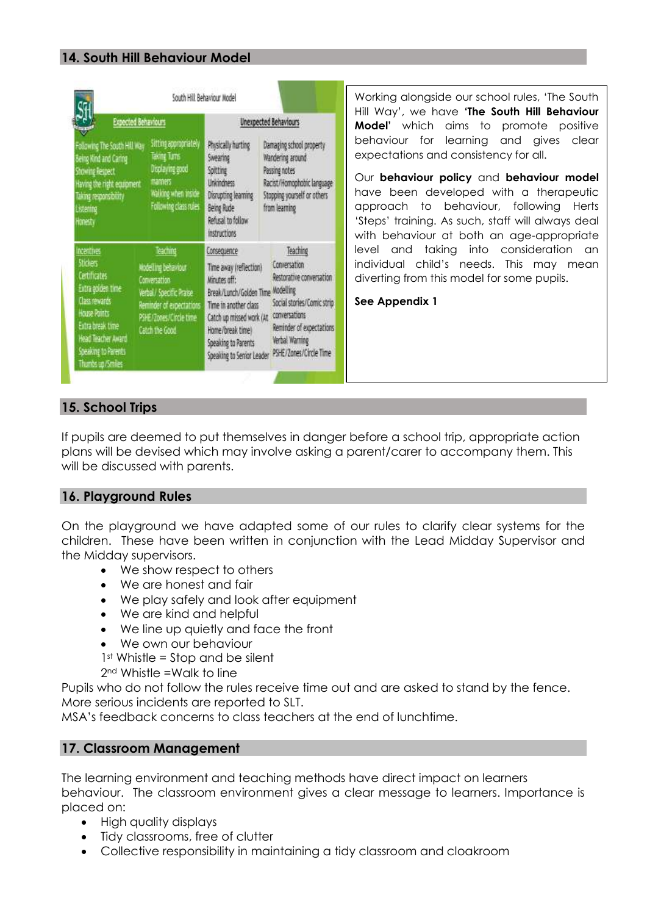## 14. South Hill Behaviour Model

South Hill Behaviour Model

| Expected Behaviours | | Unexpected Behaviours | |
|---|---|---|---|
| Following The South Hill Way<br>Being Kind and Caring<br>Showing Respect<br>Having the right equipment<br>Taking responsibility<br>Listening<br>Honesty | Sitting appropriately<br>Taking Turns<br>Displaying good manners<br>Walking when inside<br>Following class rules | Physically hurting<br>Swearing<br>Spitting<br>Unkindness<br>Disrupting learning<br>Being Rude<br>Refusal to follow instructions | Damaging school property<br>Wandering around<br>Passing notes<br>Racist/Homophobic language<br>Stopping yourself or others from learning |
| **Incentives** | **Teaching** | **Consequence** | **Teaching** |
| Stickers<br>Certificates<br>Extra golden time<br>Class rewards<br>House Points<br>Extra break time<br>Head Teacher Award<br>Speaking to Parents<br>Thumbs up/Smiles | Modelling behaviour<br>Conversation<br>Verbal/ Specific Praise<br>Reminder of expectations<br>PSHE/Zones/Circle time<br>Catch the Good | Time away (reflection)<br>Minutes off:<br>Break/Lunch/Golden Time<br>Time in another class<br>Catch up missed work (At Home/break time)<br>Speaking to Parents<br>Speaking to Senior Leader | Conversation<br>Restorative conversation<br>Modelling<br>Social stories/Comic strip conversations<br>Reminder of expectations<br>Verbal Warning<br>PSHE/Zones/Circle Time |

Working alongside our school rules, 'The South Hill Way', we have **'The South Hill Behaviour Model'** which aims to promote positive behaviour for learning and gives clear expectations and consistency for all.

Our **behaviour policy** and **behaviour model** have been developed with a therapeutic approach to behaviour, following Herts 'Steps' training. As such, staff will always deal with behaviour at both an age-appropriate level and taking into consideration an individual child's needs. This may mean diverting from this model for some pupils.

**See Appendix 1**

## 15. School Trips

If pupils are deemed to put themselves in danger before a school trip, appropriate action plans will be devised which may involve asking a parent/carer to accompany them. This will be discussed with parents.

## 16. Playground Rules

On the playground we have adapted some of our rules to clarify clear systems for the children. These have been written in conjunction with the Lead Midday Supervisor and the Midday supervisors.

- We show respect to others
- We are honest and fair
- We play safely and look after equipment
- We are kind and helpful
- We line up quietly and face the front
- We own our behaviour

1st Whistle = Stop and be silent
2nd Whistle =Walk to line

Pupils who do not follow the rules receive time out and are asked to stand by the fence. More serious incidents are reported to SLT.
MSA's feedback concerns to class teachers at the end of lunchtime.

## 17. Classroom Management

The learning environment and teaching methods have direct impact on learners behaviour. The classroom environment gives a clear message to learners. Importance is placed on:

- High quality displays
- Tidy classrooms, free of clutter
- Collective responsibility in maintaining a tidy classroom and cloakroom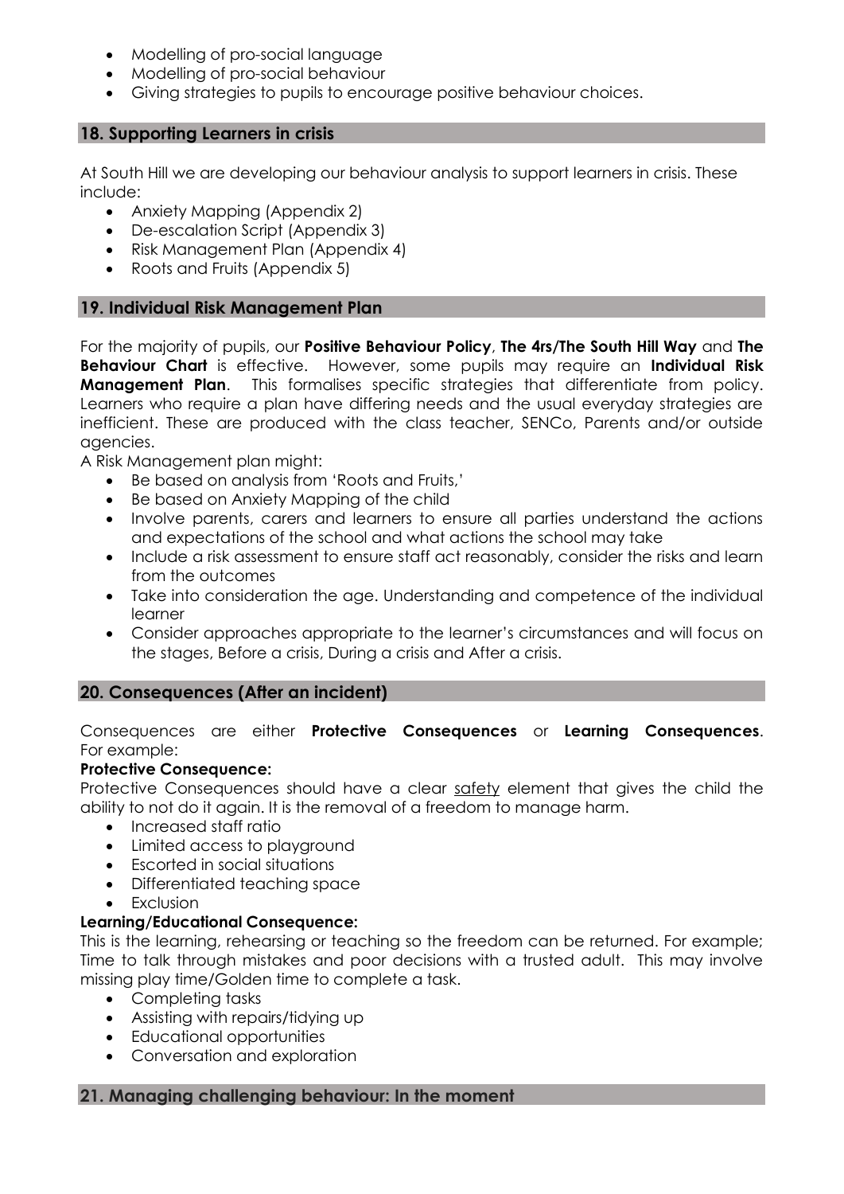- Modelling of pro-social language
- Modelling of pro-social behaviour
- Giving strategies to pupils to encourage positive behaviour choices.

## 18. Supporting Learners in crisis

At South Hill we are developing our behaviour analysis to support learners in crisis. These include:

- Anxiety Mapping (Appendix 2)
- De-escalation Script (Appendix 3)
- Risk Management Plan (Appendix 4)
- Roots and Fruits (Appendix 5)

## 19. Individual Risk Management Plan

For the majority of pupils, our **Positive Behaviour Policy**, **The 4rs/The South Hill Way** and **The Behaviour Chart** is effective. However, some pupils may require an **Individual Risk Management Plan**. This formalises specific strategies that differentiate from policy. Learners who require a plan have differing needs and the usual everyday strategies are inefficient. These are produced with the class teacher, SENCo, Parents and/or outside agencies.

A Risk Management plan might:

- Be based on analysis from 'Roots and Fruits,'
- Be based on Anxiety Mapping of the child
- Involve parents, carers and learners to ensure all parties understand the actions and expectations of the school and what actions the school may take
- Include a risk assessment to ensure staff act reasonably, consider the risks and learn from the outcomes
- Take into consideration the age. Understanding and competence of the individual learner
- Consider approaches appropriate to the learner's circumstances and will focus on the stages, Before a crisis, During a crisis and After a crisis.

## 20. Consequences (After an incident)

Consequences are either **Protective Consequences** or **Learning Consequences**. For example:

**Protective Consequence:**

Protective Consequences should have a clear safety element that gives the child the ability to not do it again. It is the removal of a freedom to manage harm.

- Increased staff ratio
- Limited access to playground
- Escorted in social situations
- Differentiated teaching space
- Exclusion

**Learning/Educational Consequence:**

This is the learning, rehearsing or teaching so the freedom can be returned. For example; Time to talk through mistakes and poor decisions with a trusted adult. This may involve missing play time/Golden time to complete a task.

- Completing tasks
- Assisting with repairs/tidying up
- Educational opportunities
- Conversation and exploration

## 21. Managing challenging behaviour: In the moment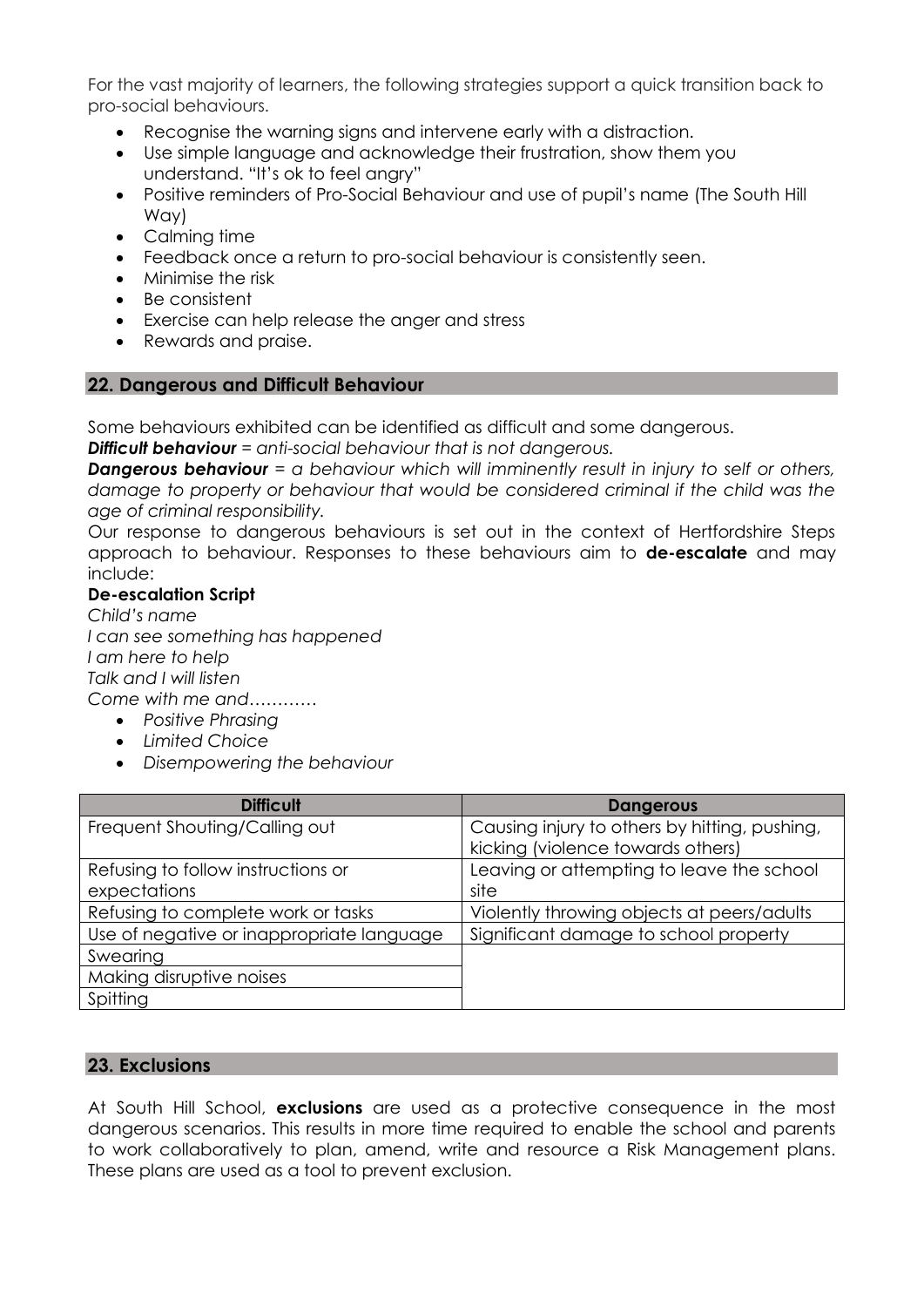For the vast majority of learners, the following strategies support a quick transition back to pro-social behaviours.

- Recognise the warning signs and intervene early with a distraction.
- Use simple language and acknowledge their frustration, show them you understand. "It's ok to feel angry"
- Positive reminders of Pro-Social Behaviour and use of pupil's name (The South Hill Way)
- Calming time
- Feedback once a return to pro-social behaviour is consistently seen.
- Minimise the risk
- Be consistent
- Exercise can help release the anger and stress
- Rewards and praise.

## 22. Dangerous and Difficult Behaviour

Some behaviours exhibited can be identified as difficult and some dangerous.

***Difficult behaviour*** *= anti-social behaviour that is not dangerous.*

***Dangerous behaviour*** *= a behaviour which will imminently result in injury to self or others, damage to property or behaviour that would be considered criminal if the child was the age of criminal responsibility.*

Our response to dangerous behaviours is set out in the context of Hertfordshire Steps approach to behaviour. Responses to these behaviours aim to **de-escalate** and may include:

**De-escalation Script**

*Child's name*
*I can see something has happened*
*I am here to help*
*Talk and I will listen*
*Come with me and…………*

- *Positive Phrasing*
- *Limited Choice*
- *Disempowering the behaviour*

| Difficult | Dangerous |
| --- | --- |
| Frequent Shouting/Calling out | Causing injury to others by hitting, pushing, kicking (violence towards others) |
| Refusing to follow instructions or expectations | Leaving or attempting to leave the school site |
| Refusing to complete work or tasks | Violently throwing objects at peers/adults |
| Use of negative or inappropriate language | Significant damage to school property |
| Swearing | |
| Making disruptive noises | |
| Spitting | |

## 23. Exclusions

At South Hill School, **exclusions** are used as a protective consequence in the most dangerous scenarios. This results in more time required to enable the school and parents to work collaboratively to plan, amend, write and resource a Risk Management plans. These plans are used as a tool to prevent exclusion.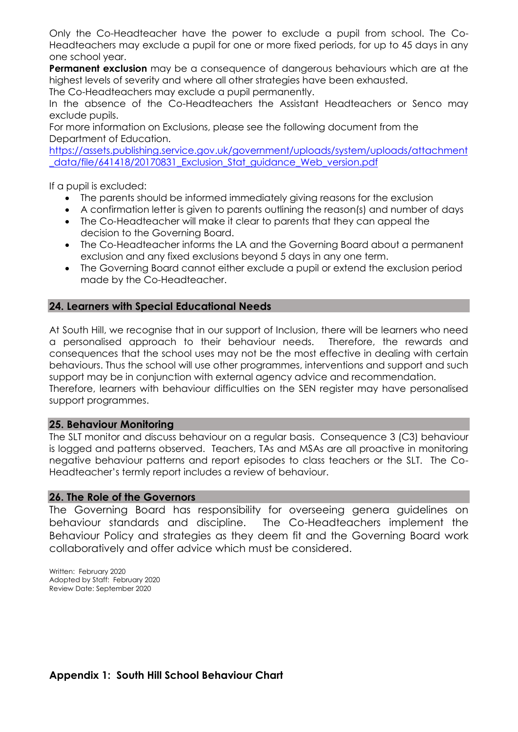Only the Co-Headteacher have the power to exclude a pupil from school. The Co-Headteachers may exclude a pupil for one or more fixed periods, for up to 45 days in any one school year.

**Permanent exclusion** may be a consequence of dangerous behaviours which are at the highest levels of severity and where all other strategies have been exhausted.

The Co-Headteachers may exclude a pupil permanently.

In the absence of the Co-Headteachers the Assistant Headteachers or Senco may exclude pupils.

For more information on Exclusions, please see the following document from the Department of Education.

https://assets.publishing.service.gov.uk/government/uploads/system/uploads/attachment_data/file/641418/20170831_Exclusion_Stat_guidance_Web_version.pdf

If a pupil is excluded:

- The parents should be informed immediately giving reasons for the exclusion
- A confirmation letter is given to parents outlining the reason(s) and number of days
- The Co-Headteacher will make it clear to parents that they can appeal the decision to the Governing Board.
- The Co-Headteacher informs the LA and the Governing Board about a permanent exclusion and any fixed exclusions beyond 5 days in any one term.
- The Governing Board cannot either exclude a pupil or extend the exclusion period made by the Co-Headteacher.

## 24. Learners with Special Educational Needs

At South Hill, we recognise that in our support of Inclusion, there will be learners who need a personalised approach to their behaviour needs. Therefore, the rewards and consequences that the school uses may not be the most effective in dealing with certain behaviours. Thus the school will use other programmes, interventions and support and such support may be in conjunction with external agency advice and recommendation.

Therefore, learners with behaviour difficulties on the SEN register may have personalised support programmes.

## 25. Behaviour Monitoring

The SLT monitor and discuss behaviour on a regular basis. Consequence 3 (C3) behaviour is logged and patterns observed. Teachers, TAs and MSAs are all proactive in monitoring negative behaviour patterns and report episodes to class teachers or the SLT. The Co-Headteacher's termly report includes a review of behaviour.

## 26. The Role of the Governors

The Governing Board has responsibility for overseeing genera guidelines on behaviour standards and discipline. The Co-Headteachers implement the Behaviour Policy and strategies as they deem fit and the Governing Board work collaboratively and offer advice which must be considered.

Written: February 2020
Adopted by Staff: February 2020
Review Date: September 2020

## Appendix 1: South Hill School Behaviour Chart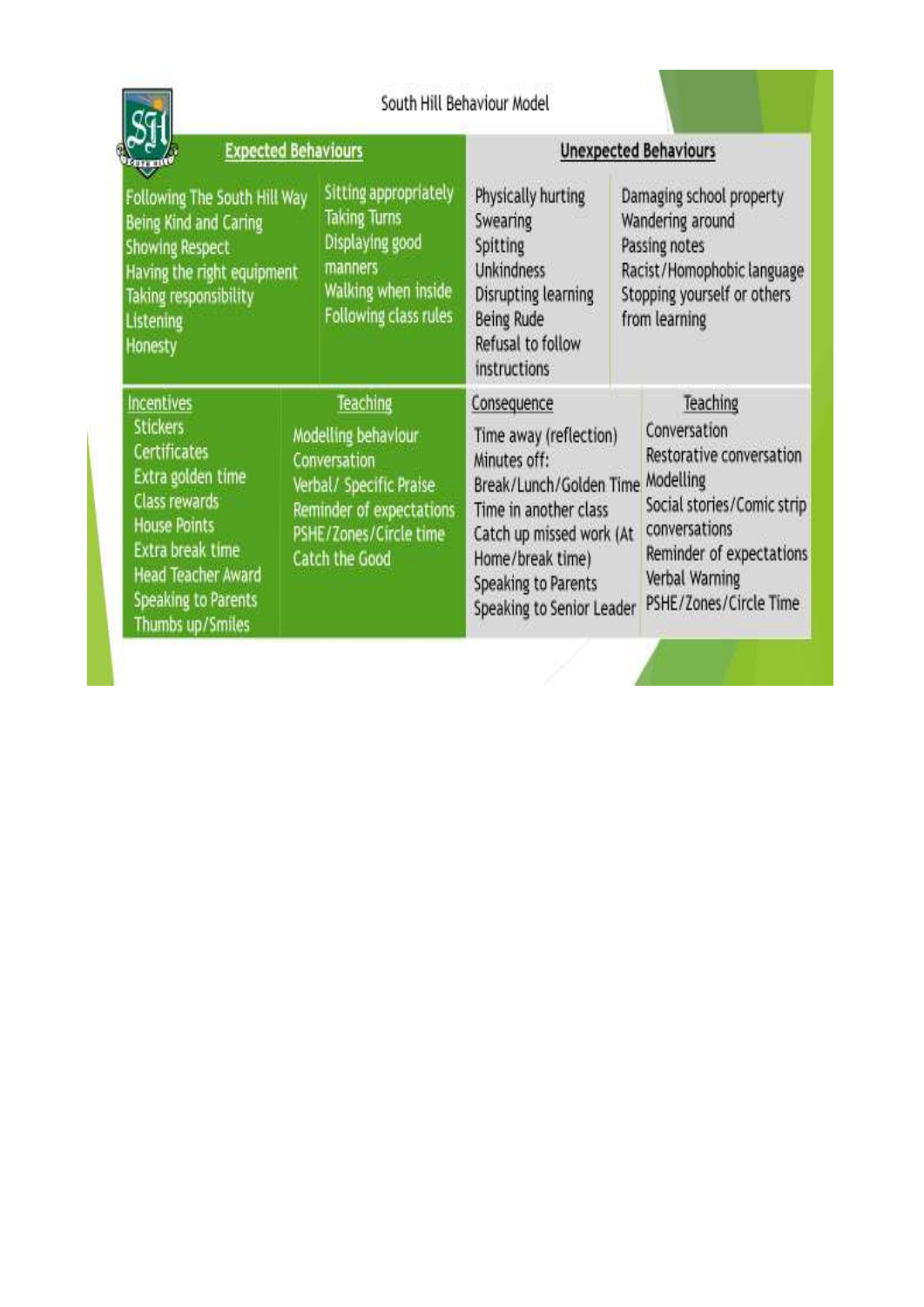# South Hill Behaviour Model

| Expected Behaviours | | Unexpected Behaviours | |
|---|---|---|---|
| Following The South Hill Way<br>Being Kind and Caring<br>Showing Respect<br>Having the right equipment<br>Taking responsibility<br>Listening<br>Honesty | Sitting appropriately<br>Taking Turns<br>Displaying good manners<br>Walking when inside<br>Following class rules | Physically hurting<br>Swearing<br>Spitting<br>Unkindness<br>Disrupting learning<br>Being Rude<br>Refusal to follow instructions | Damaging school property<br>Wandering around<br>Passing notes<br>Racist/Homophobic language<br>Stopping yourself or others from learning |
| **Incentives**<br>Stickers<br>Certificates<br>Extra golden time<br>Class rewards<br>House Points<br>Extra break time<br>Head Teacher Award<br>Speaking to Parents<br>Thumbs up/Smiles | **Teaching**<br>Modelling behaviour<br>Conversation<br>Verbal/ Specific Praise<br>Reminder of expectations<br>PSHE/Zones/Circle time<br>Catch the Good | **Consequence**<br>Time away (reflection)<br>Minutes off:<br>Break/Lunch/Golden Time<br>Time in another class<br>Catch up missed work (At Home/break time)<br>Speaking to Parents<br>Speaking to Senior Leader | **Teaching**<br>Conversation<br>Restorative conversation<br>Modelling<br>Social stories/Comic strip conversations<br>Reminder of expectations<br>Verbal Warning<br>PSHE/Zones/Circle Time |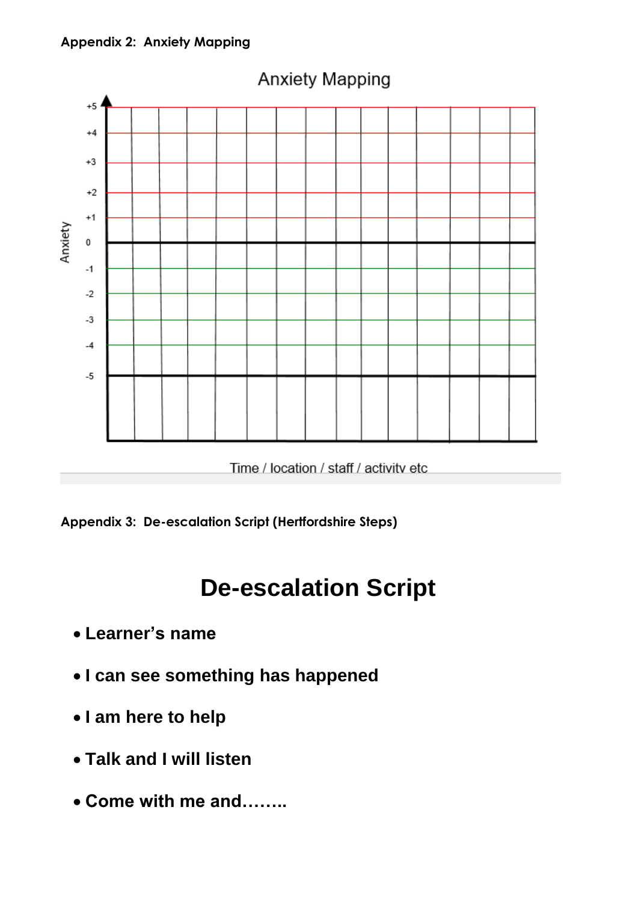**Appendix 2: Anxiety Mapping**

Anxiety Mapping

Anxiety

+5
+4
+3
+2
+1
0
-1
-2
-3
-4
-5

Time / location / staff / activity etc

**Appendix 3: De-escalation Script (Hertfordshire Steps)**

# De-escalation Script

- **Learner's name**
- **I can see something has happened**
- **I am here to help**
- **Talk and I will listen**
- **Come with me and……..**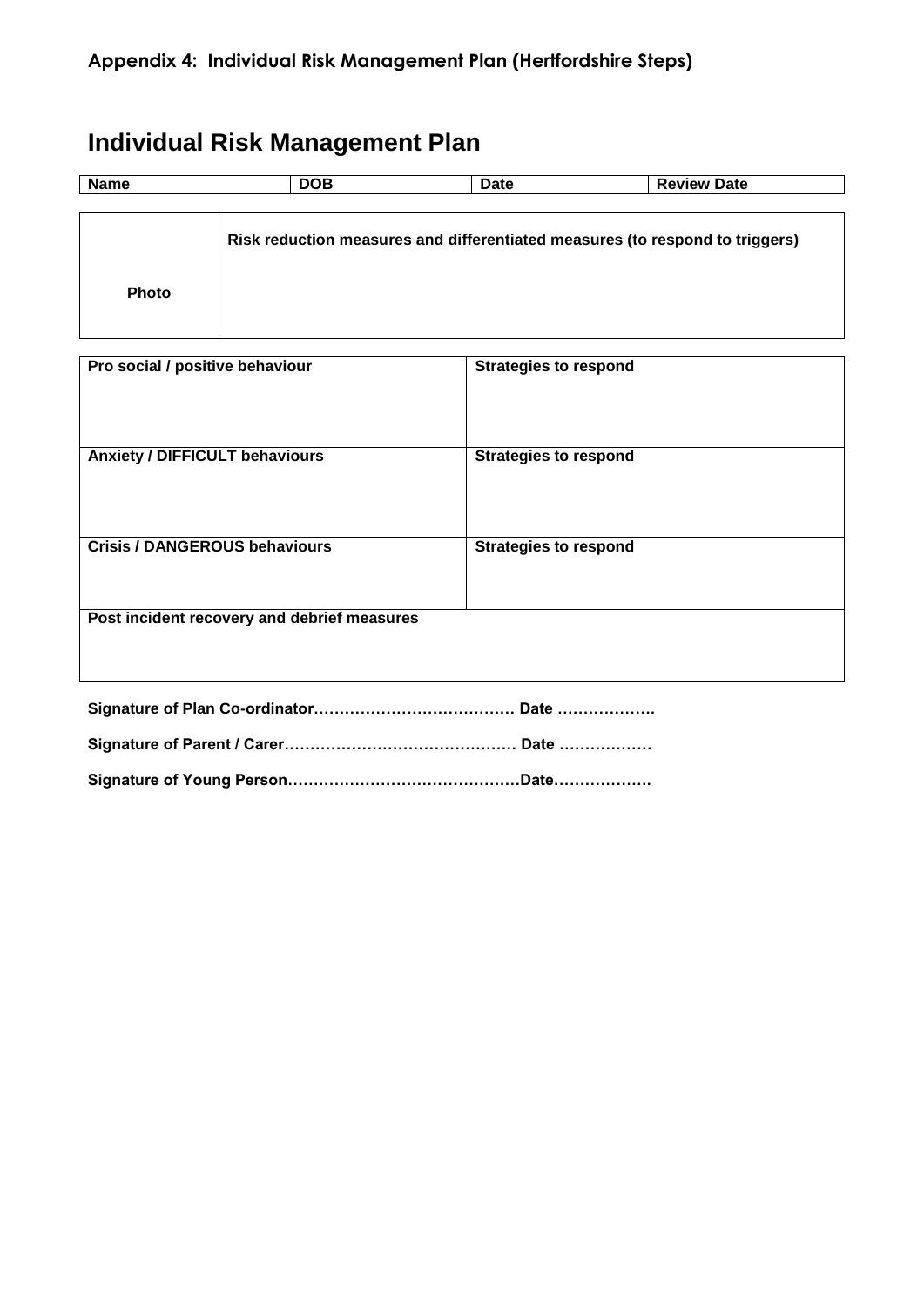## Appendix 4: Individual Risk Management Plan (Hertfordshire Steps)

# Individual Risk Management Plan

| Name | DOB | Date | Review Date |
|---|---|---|---|

| Photo | Risk reduction measures and differentiated measures (to respond to triggers) |
|---|---|

| Pro social / positive behaviour | Strategies to respond |
|---|---|
| **Anxiety / DIFFICULT behaviours** | **Strategies to respond** |
| **Crisis / DANGEROUS behaviours** | **Strategies to respond** |
| **Post incident recovery and debrief measures** | |

**Signature of Plan Co-ordinator………………………………… Date ……………….**

**Signature of Parent / Carer……………………………………… Date ………………**

**Signature of Young Person……………………………………Date……………….**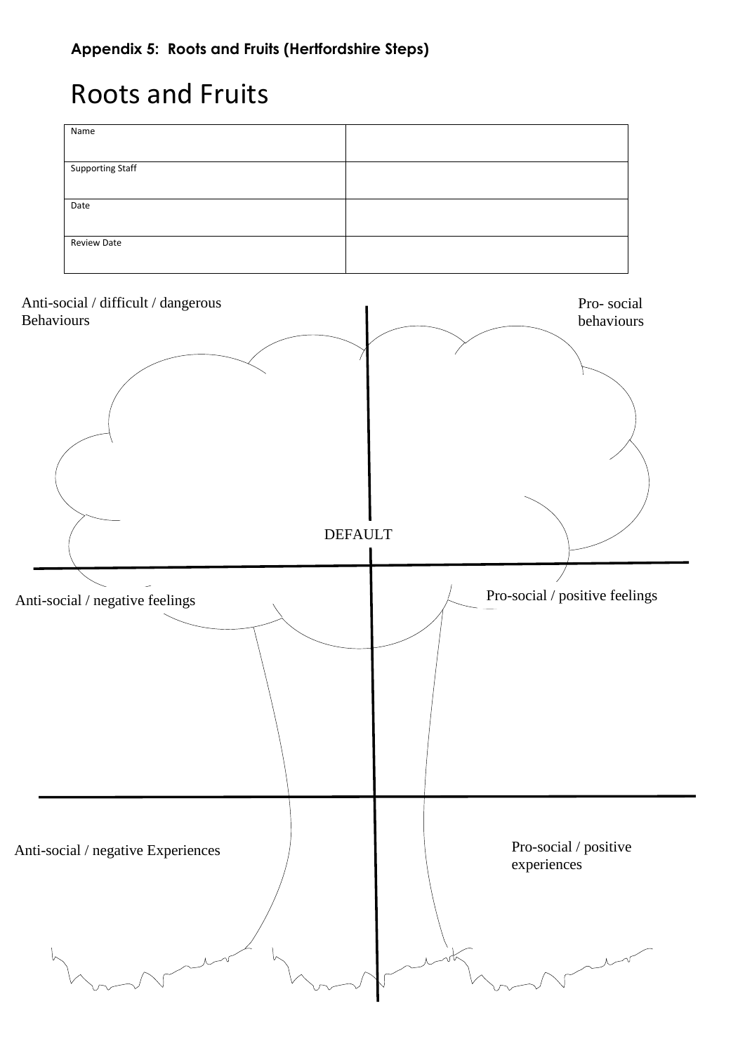**Appendix 5: Roots and Fruits (Hertfordshire Steps)**

# Roots and Fruits

| | |
|---|---|
| Name | |
| Supporting Staff | |
| Date | |
| Review Date | |

Anti-social / difficult / dangerous Behaviours

Pro- social behaviours

DEFAULT

Anti-social / negative feelings

Pro-social / positive feelings

Anti-social / negative Experiences

Pro-social / positive experiences